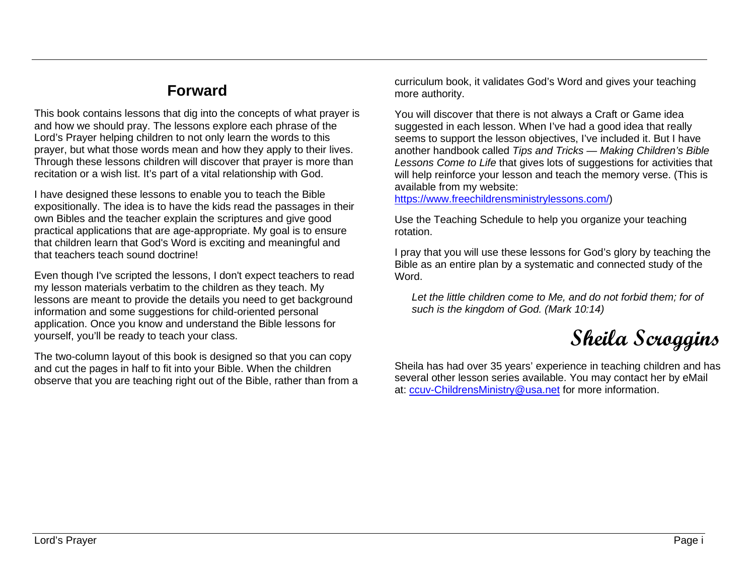# Forward

This book contains lessons that dig into the concepts of what prayer is and how we should pray. The lessons explore each phrase of the Lord's Prayer helping children to not only learn the words to this prayer, but what those words mean and how they apply to their lives. Through these lessons children will discover that prayer is more than recitation or a wish list. It's part of a vital relationship with God.

I have designed these lessons to enable you to teach the Bible expositionally. The idea is to have the kids read the passages in their own Bibles and the teacher explain the scriptures and give good practical applications that are age-appropriate. My goal is to ensure that children learn that God's Word is exciting and meaningful and that teachers teach sound doctrine!

Even though I've scripted the lessons, I don't expect teachers to read my lesson materials verbatim to the children as they teach. My lessons are meant to provide the details you need to get background information and some suggestions for child-oriented personal application. Once you know and understand the Bible lessons for yourself, you'll be ready to teach your class.

The two-column layout of this book is designed so that you can copy and cut the pages in half to fit into your Bible. When the children observe that you are teaching right out of the Bible, rather than from a curriculum book, it validates God's Word and gives your teaching more authority.

You will discover that there is not always a Craft or Game idea suggested in each lesson. When I've had a good idea that really seems to support the lesson objectives, I've included it. But I have another handbook called *Tips and Tricks — Making Children's Bible Lessons Come to Life* that gives lots of suggestions for activities that will help reinforce your lesson and teach the memory verse. (This is available from my website: https://www.freechildrensministrylessons.com/)

Use the Teaching Schedule to help you organize your teaching rotation.

I pray that you will use these lessons for God's glory by teaching the Bible as an entire plan by a systematic and connected study of the Word.

> *Let the little children come to Me, and do not forbid them; for of such is the kingdom of God. (Mark 10:14)*

**Sheila Scroggins**

Sheila has had over 35 years' experience in teaching children and has several other lesson series available. You may contact her by eMail at: ccuv-ChildrensMinistry@usa.net for more information.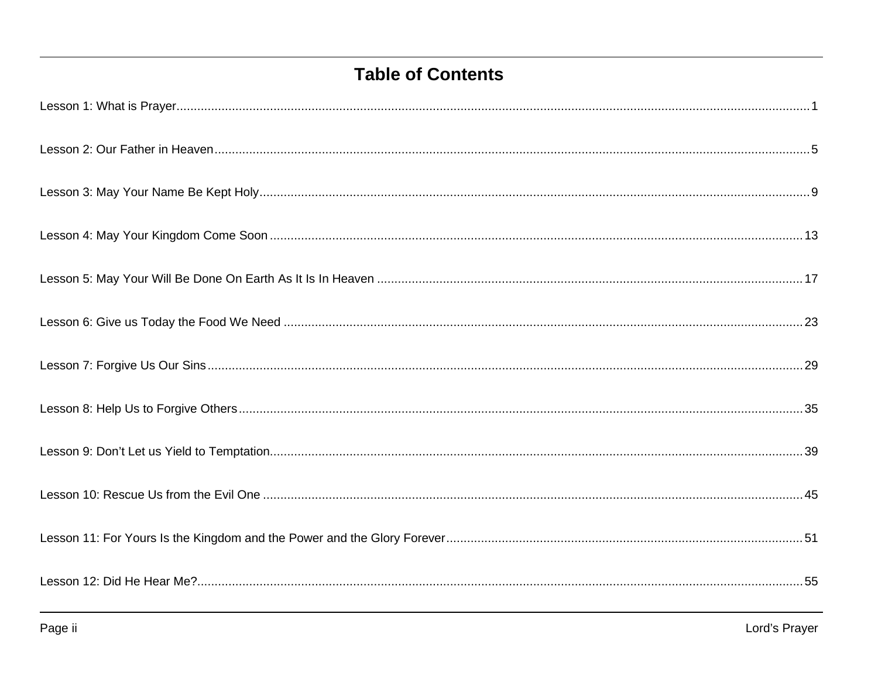# Table of Contents

Lesson 1: What is Prayer........................................................................................................................................................................1

Lesson 2: Our Father in Heaven...............................................................................................................................................................5

Lesson 3: May Your Name Be Kept Holy..................................................................................................................................................9

Lesson 4: May Your Kingdom Come Soon..............................................................................................................................................13

Lesson 5: May Your Will Be Done On Earth As It Is In Heaven..............................................................................................................17

Lesson 6: Give us Today the Food We Need..........................................................................................................................................23

Lesson 7: Forgive Us Our Sins................................................................................................................................................................29

Lesson 8: Help Us to Forgive Others.......................................................................................................................................................35

Lesson 9: Don't Let us Yield to Temptation..............................................................................................................................................39

Lesson 10: Rescue Us from the Evil One................................................................................................................................................45

Lesson 11: For Yours Is the Kingdom and the Power and the Glory Forever...........................................................................................51

Lesson 12: Did He Hear Me?...................................................................................................................................................................55